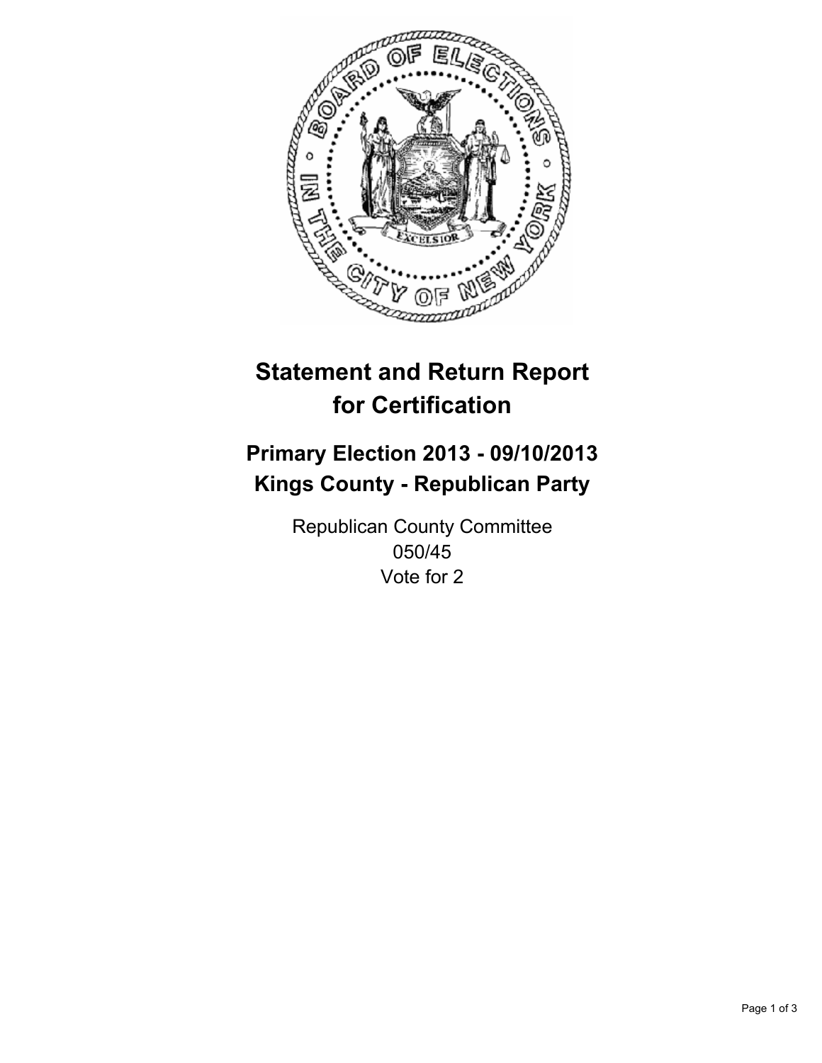# Statement and Return Report for Certification

## Primary Election 2013 - 09/10/2013
## Kings County - Republican Party

Republican County Committee
050/45
Vote for 2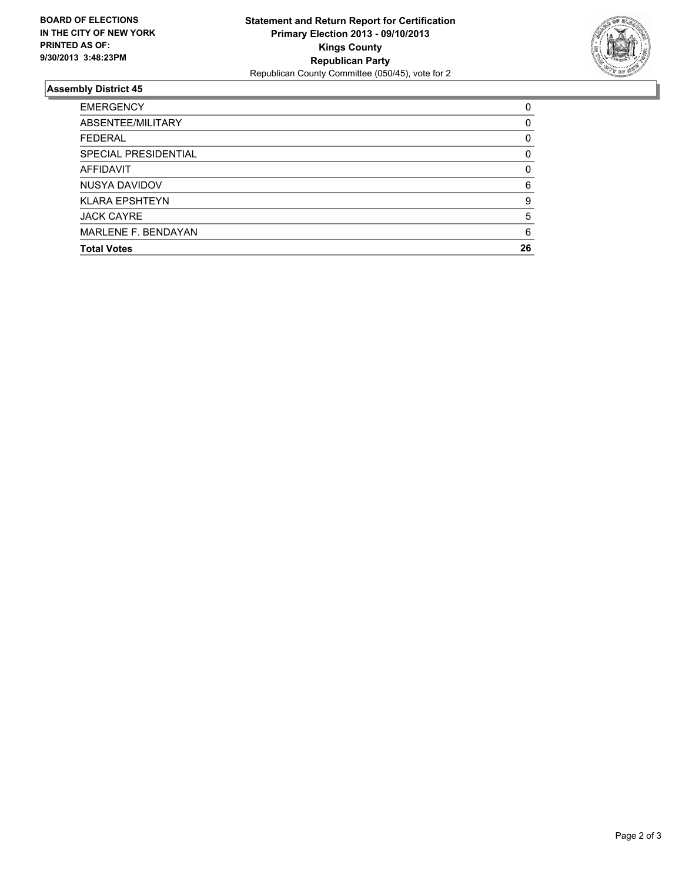**BOARD OF ELECTIONS IN THE CITY OF NEW YORK PRINTED AS OF: 9/30/2013 3:48:23PM**

**Statement and Return Report for Certification**
**Primary Election 2013 - 09/10/2013**
**Kings County**
**Republican Party**
Republican County Committee (050/45), vote for 2

## Assembly District 45

| | |
|---|---|
| EMERGENCY | 0 |
| ABSENTEE/MILITARY | 0 |
| FEDERAL | 0 |
| SPECIAL PRESIDENTIAL | 0 |
| AFFIDAVIT | 0 |
| NUSYA DAVIDOV | 6 |
| KLARA EPSHTEYN | 9 |
| JACK CAYRE | 5 |
| MARLENE F. BENDAYAN | 6 |
| **Total Votes** | **26** |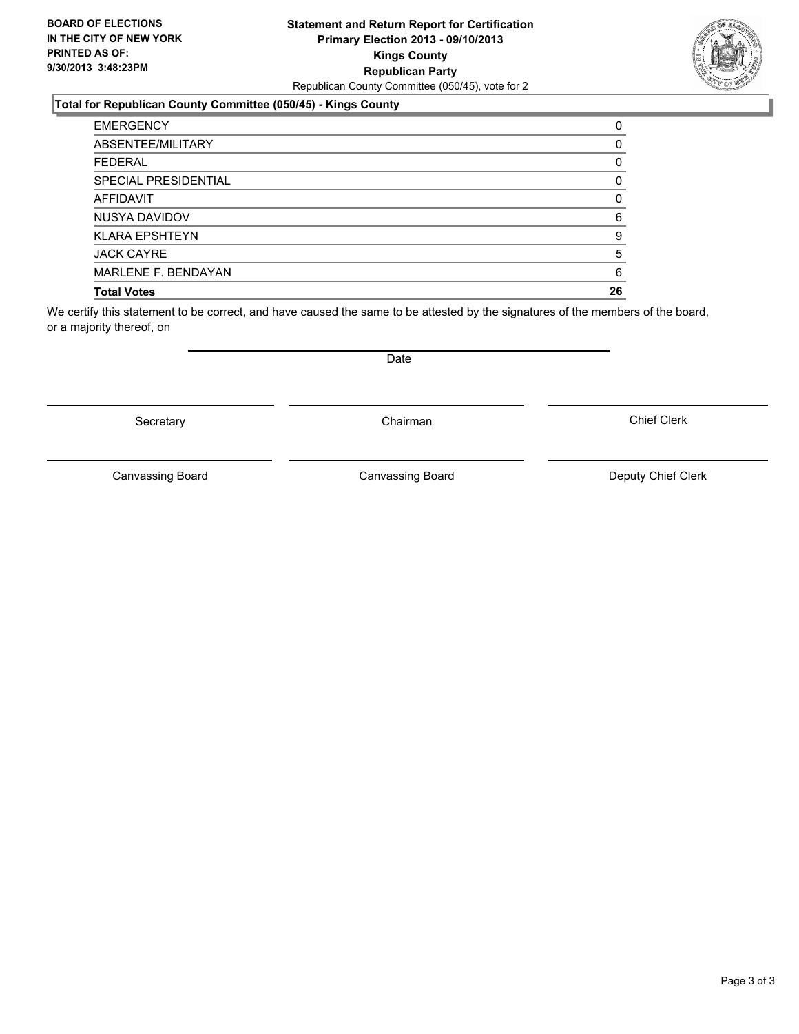**BOARD OF ELECTIONS IN THE CITY OF NEW YORK PRINTED AS OF: 9/30/2013 3:48:23PM**

**Statement and Return Report for Certification**
**Primary Election 2013 - 09/10/2013**
**Kings County**
**Republican Party**
Republican County Committee (050/45), vote for 2

### Total for Republican County Committee (050/45) - Kings County

| | |
|---|---|
| EMERGENCY | 0 |
| ABSENTEE/MILITARY | 0 |
| FEDERAL | 0 |
| SPECIAL PRESIDENTIAL | 0 |
| AFFIDAVIT | 0 |
| NUSYA DAVIDOV | 6 |
| KLARA EPSHTEYN | 9 |
| JACK CAYRE | 5 |
| MARLENE F. BENDAYAN | 6 |
| **Total Votes** | **26** |

We certify this statement to be correct, and have caused the same to be attested by the signatures of the members of the board, or a majority thereof, on

Date

Secretary    Chairman    Chief Clerk

Canvassing Board    Canvassing Board    Deputy Chief Clerk